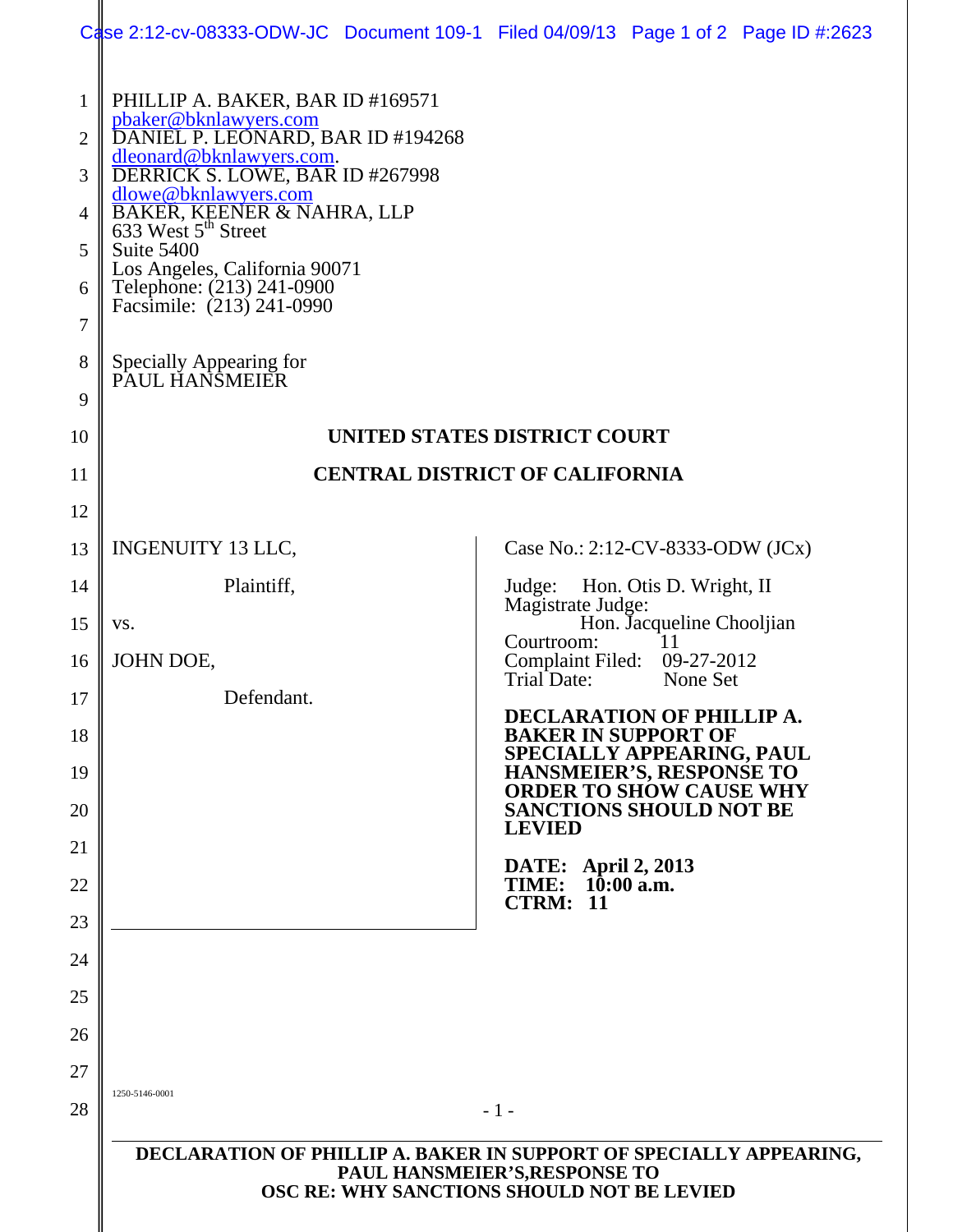PHILLIP A. BAKER, BAR ID #169571
pbaker@bknlawyers.com
DANIEL P. LEONARD, BAR ID #194268
dleonard@bknlawyers.com.
DERRICK S. LOWE, BAR ID #267998
dlowe@bknlawyers.com
BAKER, KEENER & NAHRA, LLP
633 West 5th Street
Suite 5400
Los Angeles, California 90071
Telephone: (213) 241-0900
Facsimile: (213) 241-0990

Specially Appearing for
PAUL HANSMEIER

**UNITED STATES DISTRICT COURT**

**CENTRAL DISTRICT OF CALIFORNIA**

INGENUITY 13 LLC,

Plaintiff,

vs.

JOHN DOE,

Defendant.

Case No.: 2:12-CV-8333-ODW (JCx)

Judge: Hon. Otis D. Wright, II
Magistrate Judge: Hon. Jacqueline Chooljian
Courtroom: 11
Complaint Filed: 09-27-2012
Trial Date: None Set

**DECLARATION OF PHILLIP A. BAKER IN SUPPORT OF SPECIALLY APPEARING, PAUL HANSMEIER'S, RESPONSE TO ORDER TO SHOW CAUSE WHY SANCTIONS SHOULD NOT BE LEVIED**

**DATE: April 2, 2013**
**TIME: 10:00 a.m.**
**CTRM: 11**

1250-5146-0001

**DECLARATION OF PHILLIP A. BAKER IN SUPPORT OF SPECIALLY APPEARING, PAUL HANSMEIER'S,RESPONSE TO OSC RE: WHY SANCTIONS SHOULD NOT BE LEVIED**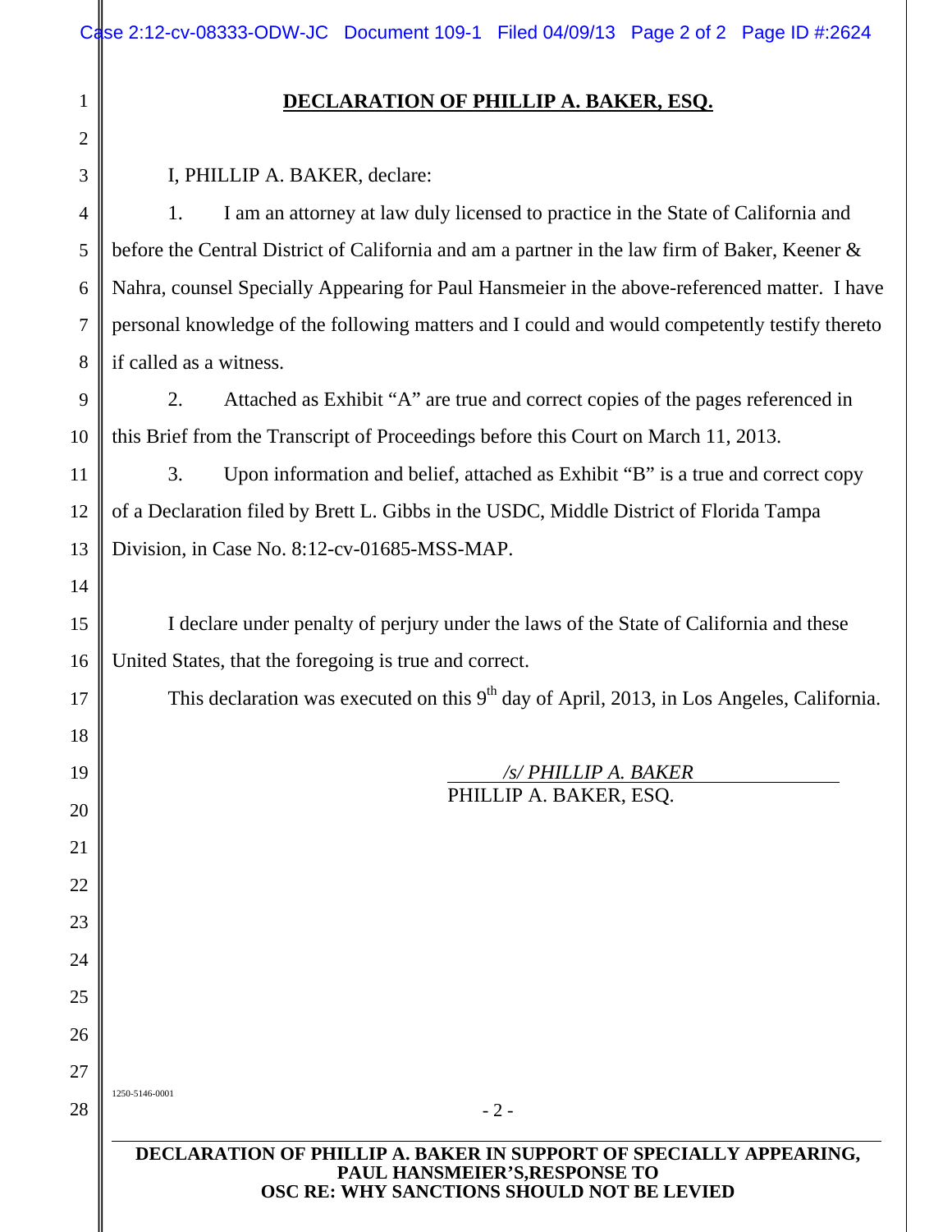# DECLARATION OF PHILLIP A. BAKER, ESQ.

I, PHILLIP A. BAKER, declare:

1. I am an attorney at law duly licensed to practice in the State of California and before the Central District of California and am a partner in the law firm of Baker, Keener & Nahra, counsel Specially Appearing for Paul Hansmeier in the above-referenced matter. I have personal knowledge of the following matters and I could and would competently testify thereto if called as a witness.

2. Attached as Exhibit "A" are true and correct copies of the pages referenced in this Brief from the Transcript of Proceedings before this Court on March 11, 2013.

3. Upon information and belief, attached as Exhibit "B" is a true and correct copy of a Declaration filed by Brett L. Gibbs in the USDC, Middle District of Florida Tampa Division, in Case No. 8:12-cv-01685-MSS-MAP.

I declare under penalty of perjury under the laws of the State of California and these United States, that the foregoing is true and correct.

This declaration was executed on this 9th day of April, 2013, in Los Angeles, California.

*/s/ PHILLIP A. BAKER*
PHILLIP A. BAKER, ESQ.

1250-5146-0001

**DECLARATION OF PHILLIP A. BAKER IN SUPPORT OF SPECIALLY APPEARING, PAUL HANSMEIER'S,RESPONSE TO OSC RE: WHY SANCTIONS SHOULD NOT BE LEVIED**